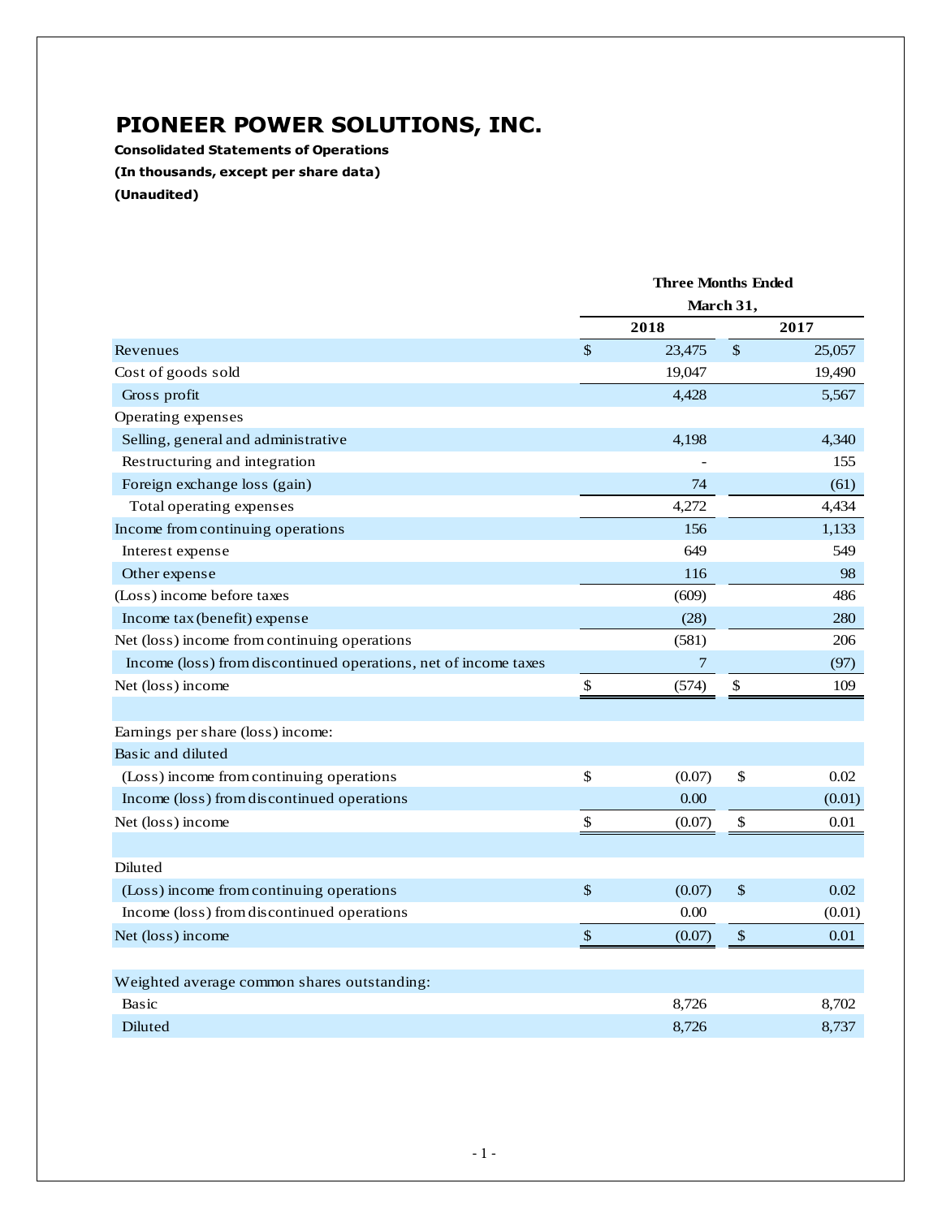# PIONEER POWER SOLUTIONS, INC.

**Consolidated Statements of Operations**

**(In thousands, except per share data)**

**(Unaudited)**

| | Three Months Ended March 31, | |
|---|---|---|
| | **2018** | **2017** |
| Revenues | $ 23,475 | $ 25,057 |
| Cost of goods sold | 19,047 | 19,490 |
| Gross profit | 4,428 | 5,567 |
| Operating expenses | | |
| Selling, general and administrative | 4,198 | 4,340 |
| Restructuring and integration | - | 155 |
| Foreign exchange loss (gain) | 74 | (61) |
| Total operating expenses | 4,272 | 4,434 |
| Income from continuing operations | 156 | 1,133 |
| Interest expense | 649 | 549 |
| Other expense | 116 | 98 |
| (Loss) income before taxes | (609) | 486 |
| Income tax (benefit) expense | (28) | 280 |
| Net (loss) income from continuing operations | (581) | 206 |
| Income (loss) from discontinued operations, net of income taxes | 7 | (97) |
| Net (loss) income | $ (574) | $ 109 |
| | | |
| Earnings per share (loss) income: | | |
| Basic and diluted | | |
| (Loss) income from continuing operations | $ (0.07) | $ 0.02 |
| Income (loss) from discontinued operations | 0.00 | (0.01) |
| Net (loss) income | $ (0.07) | $ 0.01 |
| | | |
| Diluted | | |
| (Loss) income from continuing operations | $ (0.07) | $ 0.02 |
| Income (loss) from discontinued operations | 0.00 | (0.01) |
| Net (loss) income | $ (0.07) | $ 0.01 |
| | | |
| Weighted average common shares outstanding: | | |
| Basic | 8,726 | 8,702 |
| Diluted | 8,726 | 8,737 |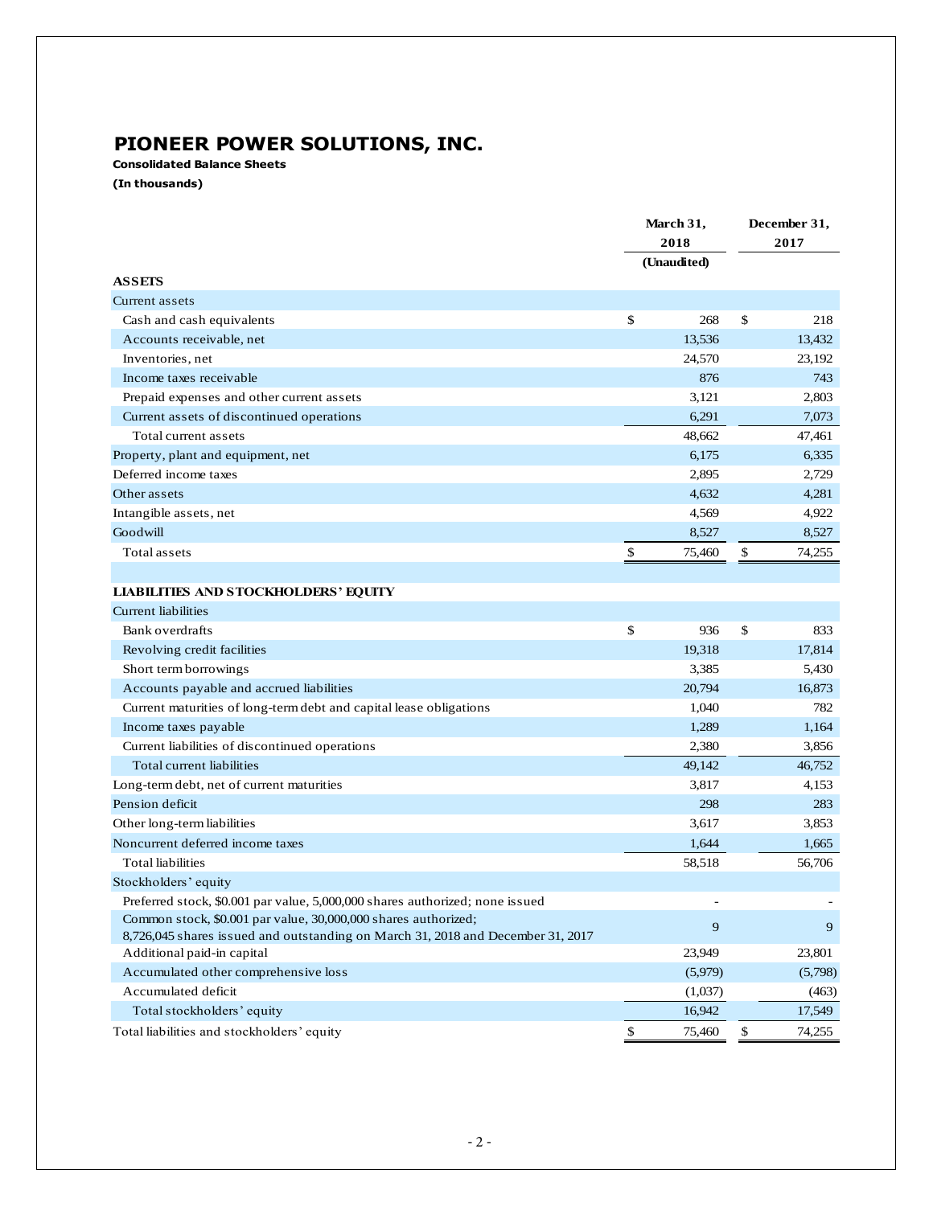# PIONEER POWER SOLUTIONS, INC.

**Consolidated Balance Sheets**

**(In thousands)**

| | March 31, 2018 (Unaudited) | December 31, 2017 |
|---|---|---|
| **ASSETS** | | |
| Current assets | | |
| Cash and cash equivalents | $ 268 | $ 218 |
| Accounts receivable, net | 13,536 | 13,432 |
| Inventories, net | 24,570 | 23,192 |
| Income taxes receivable | 876 | 743 |
| Prepaid expenses and other current assets | 3,121 | 2,803 |
| Current assets of discontinued operations | 6,291 | 7,073 |
| Total current assets | 48,662 | 47,461 |
| Property, plant and equipment, net | 6,175 | 6,335 |
| Deferred income taxes | 2,895 | 2,729 |
| Other assets | 4,632 | 4,281 |
| Intangible assets, net | 4,569 | 4,922 |
| Goodwill | 8,527 | 8,527 |
| Total assets | $ 75,460 | $ 74,255 |
| | | |
| **LIABILITIES AND STOCKHOLDERS' EQUITY** | | |
| Current liabilities | | |
| Bank overdrafts | $ 936 | $ 833 |
| Revolving credit facilities | 19,318 | 17,814 |
| Short term borrowings | 3,385 | 5,430 |
| Accounts payable and accrued liabilities | 20,794 | 16,873 |
| Current maturities of long-term debt and capital lease obligations | 1,040 | 782 |
| Income taxes payable | 1,289 | 1,164 |
| Current liabilities of discontinued operations | 2,380 | 3,856 |
| Total current liabilities | 49,142 | 46,752 |
| Long-term debt, net of current maturities | 3,817 | 4,153 |
| Pension deficit | 298 | 283 |
| Other long-term liabilities | 3,617 | 3,853 |
| Noncurrent deferred income taxes | 1,644 | 1,665 |
| Total liabilities | 58,518 | 56,706 |
| Stockholders' equity | | |
| Preferred stock, $0.001 par value, 5,000,000 shares authorized; none issued | - | - |
| Common stock, $0.001 par value, 30,000,000 shares authorized; 8,726,045 shares issued and outstanding on March 31, 2018 and December 31, 2017 | 9 | 9 |
| Additional paid-in capital | 23,949 | 23,801 |
| Accumulated other comprehensive loss | (5,979) | (5,798) |
| Accumulated deficit | (1,037) | (463) |
| Total stockholders' equity | 16,942 | 17,549 |
| Total liabilities and stockholders' equity | $ 75,460 | $ 74,255 |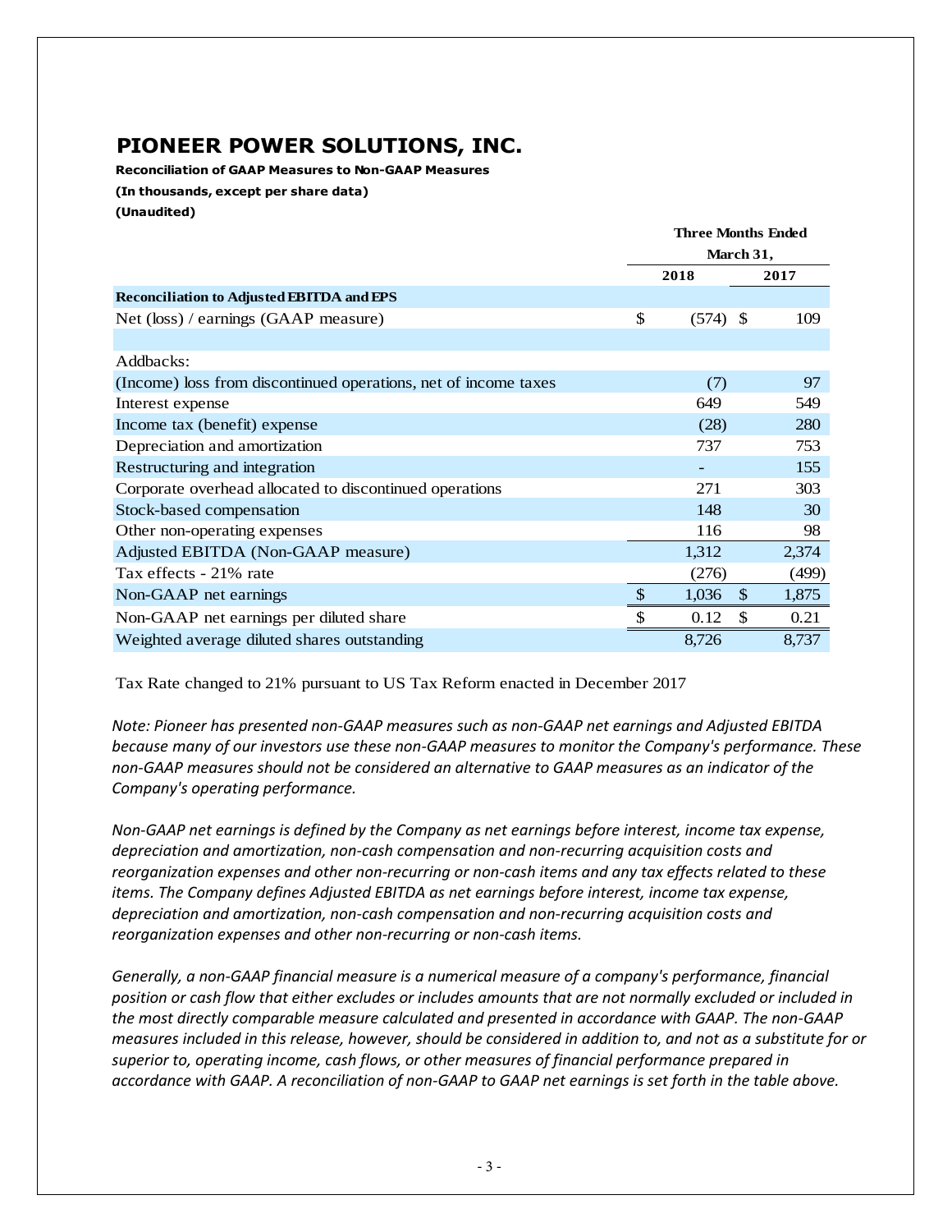# PIONEER POWER SOLUTIONS, INC.

**Reconciliation of GAAP Measures to Non-GAAP Measures**

**(In thousands, except per share data)**

**(Unaudited)**

| | Three Months Ended March 31, | |
|---|---|---|
| | **2018** | **2017** |
| **Reconciliation to Adjusted EBITDA and EPS** | | |
| Net (loss) / earnings (GAAP measure) | $ (574) | $ 109 |
| | | |
| Addbacks: | | |
| (Income) loss from discontinued operations, net of income taxes | (7) | 97 |
| Interest expense | 649 | 549 |
| Income tax (benefit) expense | (28) | 280 |
| Depreciation and amortization | 737 | 753 |
| Restructuring and integration | - | 155 |
| Corporate overhead allocated to discontinued operations | 271 | 303 |
| Stock-based compensation | 148 | 30 |
| Other non-operating expenses | 116 | 98 |
| Adjusted EBITDA (Non-GAAP measure) | 1,312 | 2,374 |
| Tax effects - 21% rate | (276) | (499) |
| Non-GAAP net earnings | $ 1,036 | $ 1,875 |
| Non-GAAP net earnings per diluted share | $ 0.12 | $ 0.21 |
| Weighted average diluted shares outstanding | 8,726 | 8,737 |

Tax Rate changed to 21% pursuant to US Tax Reform enacted in December 2017

*Note: Pioneer has presented non-GAAP measures such as non-GAAP net earnings and Adjusted EBITDA because many of our investors use these non-GAAP measures to monitor the Company's performance. These non-GAAP measures should not be considered an alternative to GAAP measures as an indicator of the Company's operating performance.*

*Non-GAAP net earnings is defined by the Company as net earnings before interest, income tax expense, depreciation and amortization, non-cash compensation and non-recurring acquisition costs and reorganization expenses and other non-recurring or non-cash items and any tax effects related to these items. The Company defines Adjusted EBITDA as net earnings before interest, income tax expense, depreciation and amortization, non-cash compensation and non-recurring acquisition costs and reorganization expenses and other non-recurring or non-cash items.*

*Generally, a non-GAAP financial measure is a numerical measure of a company's performance, financial position or cash flow that either excludes or includes amounts that are not normally excluded or included in the most directly comparable measure calculated and presented in accordance with GAAP. The non-GAAP measures included in this release, however, should be considered in addition to, and not as a substitute for or superior to, operating income, cash flows, or other measures of financial performance prepared in accordance with GAAP. A reconciliation of non-GAAP to GAAP net earnings is set forth in the table above.*